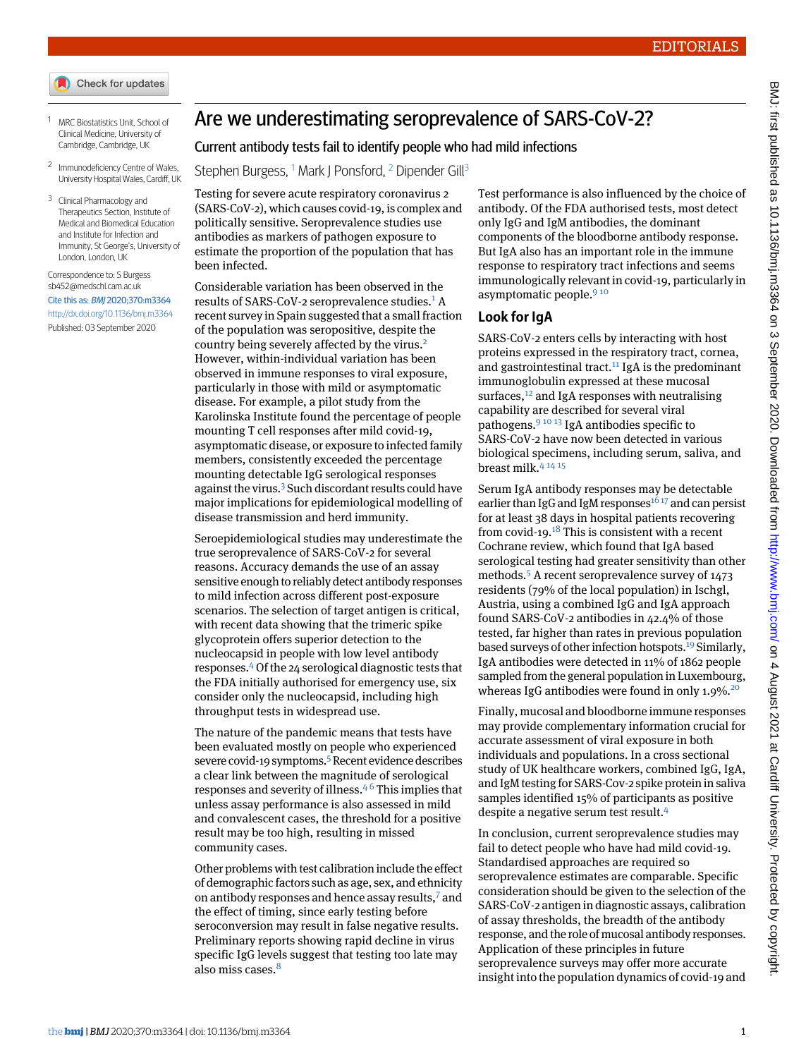EDITORIALS

# Are we underestimating seroprevalence of SARS-CoV-2?

## Current antibody tests fail to identify people who had mild infections

Stephen Burgess,[1] Mark J Ponsford,[2] Dipender Gill[3]

[1] MRC Biostatistics Unit, School of Clinical Medicine, University of Cambridge, Cambridge, UK

[2] Immunodeficiency Centre of Wales, University Hospital Wales, Cardiff, UK

[3] Clinical Pharmacology and Therapeutics Section, Institute of Medical and Biomedical Education and Institute for Infection and Immunity, St George's, University of London, London, UK

Correspondence to: S Burgess sb452@medschl.cam.ac.uk

Cite this as: *BMJ* 2020;370:m3364

http://dx.doi.org/10.1136/bmj.m3364

Published: 03 September 2020

Testing for severe acute respiratory coronavirus 2 (SARS-CoV-2), which causes covid-19, is complex and politically sensitive. Seroprevalence studies use antibodies as markers of pathogen exposure to estimate the proportion of the population that has been infected.

Considerable variation has been observed in the results of SARS-CoV-2 seroprevalence studies.[1] A recent survey in Spain suggested that a small fraction of the population was seropositive, despite the country being severely affected by the virus.[2] However, within-individual variation has been observed in immune responses to viral exposure, particularly in those with mild or asymptomatic disease. For example, a pilot study from the Karolinska Institute found the percentage of people mounting T cell responses after mild covid-19, asymptomatic disease, or exposure to infected family members, consistently exceeded the percentage mounting detectable IgG serological responses against the virus.[3] Such discordant results could have major implications for epidemiological modelling of disease transmission and herd immunity.

Seroepidemiological studies may underestimate the true seroprevalence of SARS-CoV-2 for several reasons. Accuracy demands the use of an assay sensitive enough to reliably detect antibody responses to mild infection across different post-exposure scenarios. The selection of target antigen is critical, with recent data showing that the trimeric spike glycoprotein offers superior detection to the nucleocapsid in people with low level antibody responses.[4] Of the 24 serological diagnostic tests that the FDA initially authorised for emergency use, six consider only the nucleocapsid, including high throughput tests in widespread use.

The nature of the pandemic means that tests have been evaluated mostly on people who experienced severe covid-19 symptoms.[5] Recent evidence describes a clear link between the magnitude of serological responses and severity of illness.[4,6] This implies that unless assay performance is also assessed in mild and convalescent cases, the threshold for a positive result may be too high, resulting in missed community cases.

Other problems with test calibration include the effect of demographic factors such as age, sex, and ethnicity on antibody responses and hence assay results,[7] and the effect of timing, since early testing before seroconversion may result in false negative results. Preliminary reports showing rapid decline in virus specific IgG levels suggest that testing too late may also miss cases.[8]

Test performance is also influenced by the choice of antibody. Of the FDA authorised tests, most detect only IgG and IgM antibodies, the dominant components of the bloodborne antibody response. But IgA also has an important role in the immune response to respiratory tract infections and seems immunologically relevant in covid-19, particularly in asymptomatic people.[9,10]

### Look for IgA

SARS-CoV-2 enters cells by interacting with host proteins expressed in the respiratory tract, cornea, and gastrointestinal tract.[11] IgA is the predominant immunoglobulin expressed at these mucosal surfaces,[12] and IgA responses with neutralising capability are described for several viral pathogens.[9,10,13] IgA antibodies specific to SARS-CoV-2 have now been detected in various biological specimens, including serum, saliva, and breast milk.[4,14,15]

Serum IgA antibody responses may be detectable earlier than IgG and IgM responses[16,17] and can persist for at least 38 days in hospital patients recovering from covid-19.[18] This is consistent with a recent Cochrane review, which found that IgA based serological testing had greater sensitivity than other methods.[5] A recent seroprevalence survey of 1473 residents (79% of the local population) in Ischgl, Austria, using a combined IgG and IgA approach found SARS-CoV-2 antibodies in 42.4% of those tested, far higher than rates in previous population based surveys of other infection hotspots.[19] Similarly, IgA antibodies were detected in 11% of 1862 people sampled from the general population in Luxembourg, whereas IgG antibodies were found in only 1.9%.[20]

Finally, mucosal and bloodborne immune responses may provide complementary information crucial for accurate assessment of viral exposure in both individuals and populations. In a cross sectional study of UK healthcare workers, combined IgG, IgA, and IgM testing for SARS-Cov-2 spike protein in saliva samples identified 15% of participants as positive despite a negative serum test result.[4]

In conclusion, current seroprevalence studies may fail to detect people who have had mild covid-19. Standardised approaches are required so seroprevalence estimates are comparable. Specific consideration should be given to the selection of the SARS-CoV-2 antigen in diagnostic assays, calibration of assay thresholds, the breadth of the antibody response, and the role of mucosal antibody responses. Application of these principles in future seroprevalence surveys may offer more accurate insight into the population dynamics of covid-19 and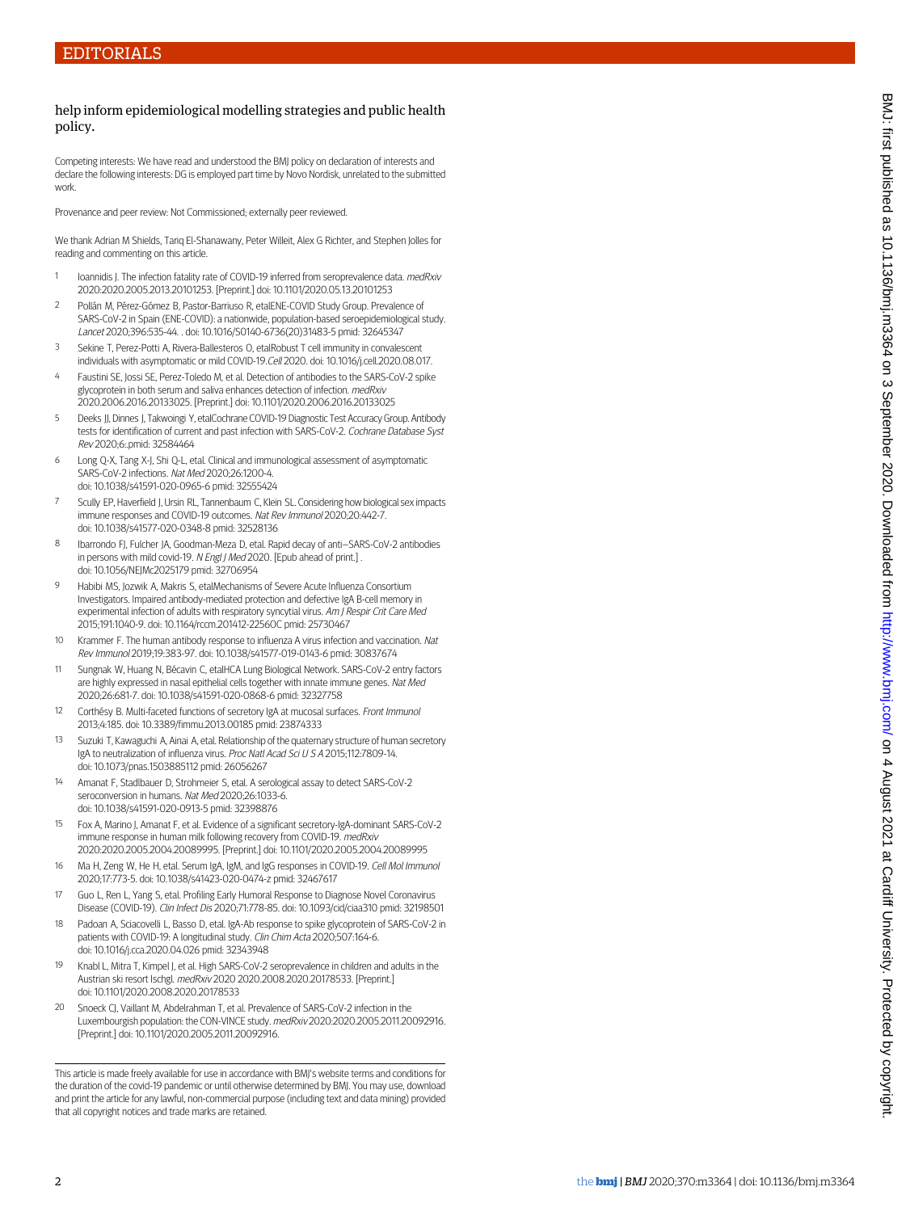help inform epidemiological modelling strategies and public health policy.

Competing interests: We have read and understood the BMJ policy on declaration of interests and declare the following interests: DG is employed part time by Novo Nordisk, unrelated to the submitted work.

Provenance and peer review: Not Commissioned; externally peer reviewed.

We thank Adrian M Shields, Tariq El-Shanawany, Peter Willeit, Alex G Richter, and Stephen Jolles for reading and commenting on this article.

1. Ioannidis J. The infection fatality rate of COVID-19 inferred from seroprevalence data. *medRxiv* 2020:2020.2005.2013.20101253. [Preprint.] doi: 10.1101/2020.05.13.20101253
2. Pollán M, Pérez-Gómez B, Pastor-Barriuso R, etalENE-COVID Study Group. Prevalence of SARS-CoV-2 in Spain (ENE-COVID): a nationwide, population-based seroepidemiological study. *Lancet* 2020;396:535-44. . doi: 10.1016/S0140-6736(20)31483-5 pmid: 32645347
3. Sekine T, Perez-Potti A, Rivera-Ballesteros O, etalRobust T cell immunity in convalescent individuals with asymptomatic or mild COVID-19.*Cell* 2020. doi: 10.1016/j.cell.2020.08.017.
4. Faustini SE, Jossi SE, Perez-Toledo M, et al. Detection of antibodies to the SARS-CoV-2 spike glycoprotein in both serum and saliva enhances detection of infection. *medRxiv* 2020.2006.2016.20133025. [Preprint.] doi: 10.1101/2020.2006.2016.20133025
5. Deeks JJ, Dinnes J, Takwoingi Y, etalCochrane COVID-19 Diagnostic Test Accuracy Group. Antibody tests for identification of current and past infection with SARS-CoV-2. *Cochrane Database Syst Rev* 2020;6:.pmid: 32584464
6. Long Q-X, Tang X-J, Shi Q-L, etal. Clinical and immunological assessment of asymptomatic SARS-CoV-2 infections. *Nat Med* 2020;26:1200-4. doi: 10.1038/s41591-020-0965-6 pmid: 32555424
7. Scully EP, Haverfield J, Ursin RL, Tannenbaum C, Klein SL. Considering how biological sex impacts immune responses and COVID-19 outcomes. *Nat Rev Immunol* 2020;20:442-7. doi: 10.1038/s41577-020-0348-8 pmid: 32528136
8. Ibarrondo FJ, Fulcher JA, Goodman-Meza D, etal. Rapid decay of anti–SARS-CoV-2 antibodies in persons with mild covid-19. *N Engl J Med* 2020. [Epub ahead of print.] . doi: 10.1056/NEJMc2025179 pmid: 32706954
9. Habibi MS, Jozwik A, Makris S, etalMechanisms of Severe Acute Influenza Consortium Investigators. Impaired antibody-mediated protection and defective IgA B-cell memory in experimental infection of adults with respiratory syncytial virus. *Am J Respir Crit Care Med* 2015;191:1040-9. doi: 10.1164/rccm.201412-2256OC pmid: 25730467
10. Krammer F. The human antibody response to influenza A virus infection and vaccination. *Nat Rev Immunol* 2019;19:383-97. doi: 10.1038/s41577-019-0143-6 pmid: 30837674
11. Sungnak W, Huang N, Bécavin C, etalHCA Lung Biological Network. SARS-CoV-2 entry factors are highly expressed in nasal epithelial cells together with innate immune genes. *Nat Med* 2020;26:681-7. doi: 10.1038/s41591-020-0868-6 pmid: 32327758
12. Corthésy B. Multi-faceted functions of secretory IgA at mucosal surfaces. *Front Immunol* 2013;4:185. doi: 10.3389/fimmu.2013.00185 pmid: 23874333
13. Suzuki T, Kawaguchi A, Ainai A, etal. Relationship of the quaternary structure of human secretory IgA to neutralization of influenza virus. *Proc Natl Acad Sci U S A* 2015;112:7809-14. doi: 10.1073/pnas.1503885112 pmid: 26056267
14. Amanat F, Stadlbauer D, Strohmeier S, etal. A serological assay to detect SARS-CoV-2 seroconversion in humans. *Nat Med* 2020;26:1033-6. doi: 10.1038/s41591-020-0913-5 pmid: 32398876
15. Fox A, Marino J, Amanat F, et al. Evidence of a significant secretory-IgA-dominant SARS-CoV-2 immune response in human milk following recovery from COVID-19. *medRxiv* 2020:2020.2005.2004.20089995. [Preprint.] doi: 10.1101/2020.2005.2004.20089995
16. Ma H, Zeng W, He H, etal. Serum IgA, IgM, and IgG responses in COVID-19. *Cell Mol Immunol* 2020;17:773-5. doi: 10.1038/s41423-020-0474-z pmid: 32467617
17. Guo L, Ren L, Yang S, etal. Profiling Early Humoral Response to Diagnose Novel Coronavirus Disease (COVID-19). *Clin Infect Dis* 2020;71:778-85. doi: 10.1093/cid/ciaa310 pmid: 32198501
18. Padoan A, Sciacovelli L, Basso D, etal. IgA-Ab response to spike glycoprotein of SARS-CoV-2 in patients with COVID-19: A longitudinal study. *Clin Chim Acta* 2020;507:164-6. doi: 10.1016/j.cca.2020.04.026 pmid: 32343948
19. Knabl L, Mitra T, Kimpel J, et al. High SARS-CoV-2 seroprevalence in children and adults in the Austrian ski resort Ischgl. *medRxiv* 2020 2020.2008.2020.20178533. [Preprint.] doi: 10.1101/2020.2008.2020.20178533
20. Snoeck CJ, Vaillant M, Abdelrahman T, et al. Prevalence of SARS-CoV-2 infection in the Luxembourgish population: the CON-VINCE study. *medRxiv* 2020:2020.2005.2011.20092916. [Preprint.] doi: 10.1101/2020.2005.2011.20092916.

This article is made freely available for use in accordance with BMJ's website terms and conditions for the duration of the covid-19 pandemic or until otherwise determined by BMJ. You may use, download and print the article for any lawful, non-commercial purpose (including text and data mining) provided that all copyright notices and trade marks are retained.